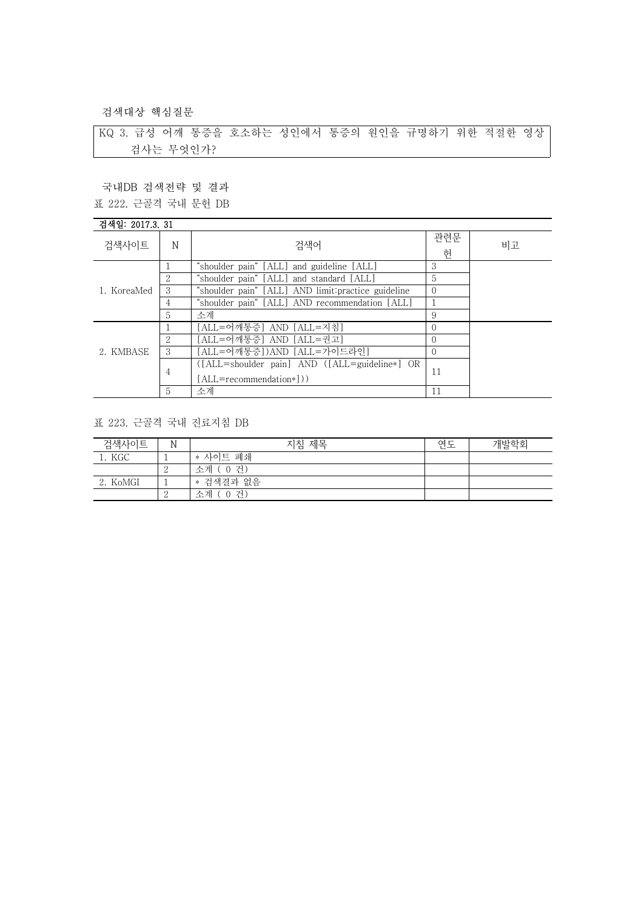검색대상 핵심질문

| KQ 3. 급성 어깨 통증을 호소하는 성인에서 통증의 원인을 규명하기 위한 적절한 영상 검사는 무엇인가? |
|---|

국내DB 검색전략 및 결과

표 222. 근골격 국내 문헌 DB

검색일: 2017.3. 31

| 검색사이트 | N | 검색어 | 관련문헌 | 비고 |
|---|---|---|---|---|
| 1. KoreaMed | 1 | "shoulder pain" [ALL] and guideline [ALL] | 3 | |
| | 2 | "shoulder pain" [ALL] and standard [ALL] | 5 | |
| | 3 | "shoulder pain" [ALL] AND limit:practice guideline | 0 | |
| | 4 | "shoulder pain" [ALL] AND recommendation [ALL] | 1 | |
| | 5 | 소계 | 9 | |
| 2. KMBASE | 1 | [ALL=어깨통증] AND [ALL=지침] | 0 | |
| | 2 | [ALL=어깨통증] AND [ALL=권고] | 0 | |
| | 3 | [ALL=어깨통증])AND [ALL=가이드라인] | 0 | |
| | 4 | ([ALL=shoulder pain] AND ([ALL=guideline*] OR [ALL=recommendation*])) | 11 | |
| | 5 | 소계 | 11 | |

표 223. 근골격 국내 진료지침 DB

| 검색사이트 | N | 지침 제목 | 연도 | 개발학회 |
|---|---|---|---|---|
| 1. KGC | 1 | * 사이트 폐쇄 | | |
| | 2 | 소계 ( 0 건) | | |
| 2. KoMGI | 1 | * 검색결과 없음 | | |
| | 2 | 소계 ( 0 건) | | |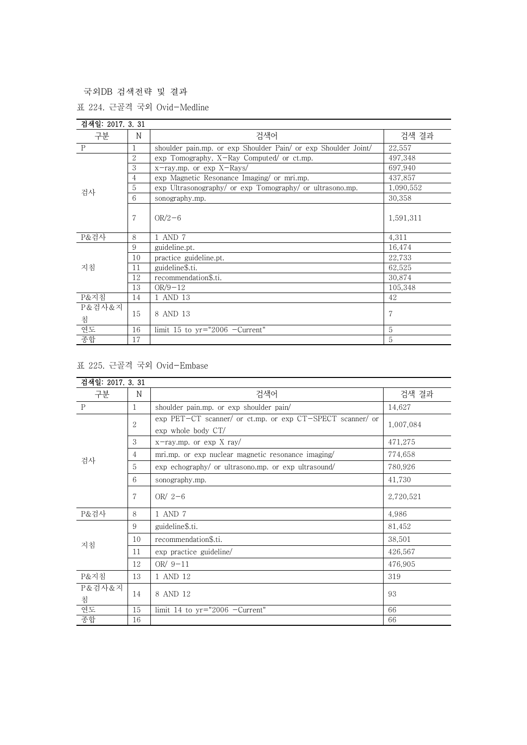국외DB 검색전략 및 결과

표 224. 근골격 국외 Ovid-Medline

| 검색일: 2017. 3. 31 | | | |
|---|---|---|---|
| 구분 | N | 검색어 | 검색 결과 |
| P | 1 | shoulder pain.mp. or exp Shoulder Pain/ or exp Shoulder Joint/ | 22,557 |
| 검사 | 2 | exp Tomography, X-Ray Computed/ or ct.mp. | 497,348 |
| | 3 | x-ray.mp. or exp X-Rays/ | 697,940 |
| | 4 | exp Magnetic Resonance Imaging/ or mri.mp. | 437,857 |
| | 5 | exp Ultrasonography/ or exp Tomography/ or ultrasono.mp. | 1,090,552 |
| | 6 | sonography.mp. | 30,358 |
| | 7 | OR/2-6 | 1,591,311 |
| P&검사 | 8 | 1 AND 7 | 4,311 |
| 지침 | 9 | guideline.pt. | 16,474 |
| | 10 | practice guideline.pt. | 22,733 |
| | 11 | guideline$.ti. | 62,525 |
| | 12 | recommendation$.ti. | 30,874 |
| | 13 | OR/9-12 | 105,348 |
| P&지침 | 14 | 1 AND 13 | 42 |
| P&검사&지침 | 15 | 8 AND 13 | 7 |
| 연도 | 16 | limit 15 to yr="2006 -Current" | 5 |
| 종합 | 17 | | 5 |

표 225. 근골격 국외 Ovid-Embase

| 검색일: 2017. 3. 31 | | | |
|---|---|---|---|
| 구분 | N | 검색어 | 검색 결과 |
| P | 1 | shoulder pain.mp. or exp shoulder pain/ | 14,627 |
| 검사 | 2 | exp PET-CT scanner/ or ct.mp. or exp CT-SPECT scanner/ or exp whole body CT/ | 1,007,084 |
| | 3 | x-ray.mp. or exp X ray/ | 471,275 |
| | 4 | mri.mp. or exp nuclear magnetic resonance imaging/ | 774,658 |
| | 5 | exp echography/ or ultrasono.mp. or exp ultrasound/ | 780,926 |
| | 6 | sonography.mp. | 41,730 |
| | 7 | OR/ 2-6 | 2,720,521 |
| P&검사 | 8 | 1 AND 7 | 4,986 |
| 지침 | 9 | guideline$.ti. | 81,452 |
| | 10 | recommendation$.ti. | 38,501 |
| | 11 | exp practice guideline/ | 426,567 |
| | 12 | OR/ 9-11 | 476,905 |
| P&지침 | 13 | 1 AND 12 | 319 |
| P&검사&지침 | 14 | 8 AND 12 | 93 |
| 연도 | 15 | limit 14 to yr="2006 -Current" | 66 |
| 종합 | 16 | | 66 |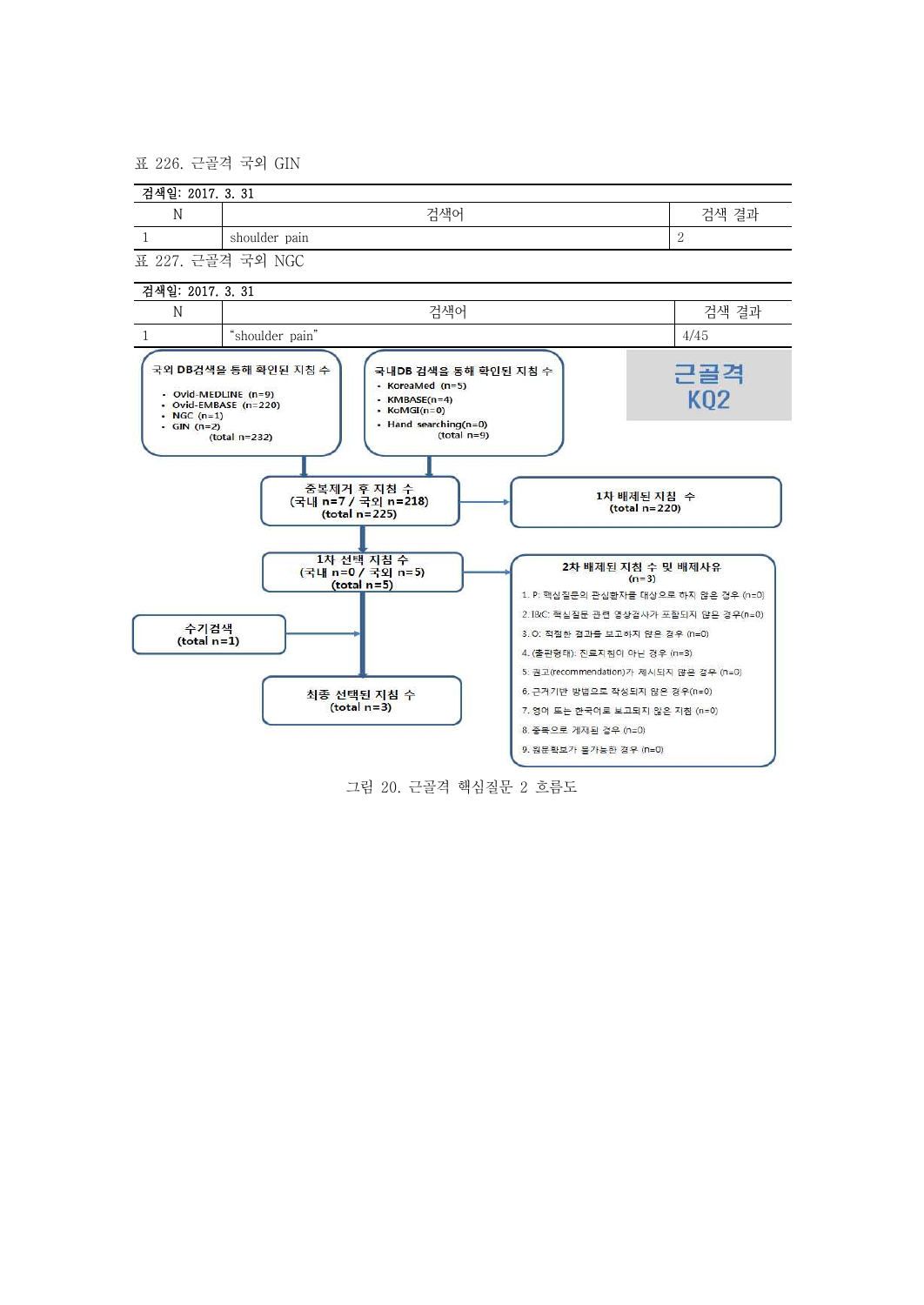표 226. 근골격 국외 GIN

| 검색일: 2017. 3. 31 | | |
|---|---|---|
| N | 검색어 | 검색 결과 |
| 1 | shoulder pain | 2 |

표 227. 근골격 국외 NGC

| 검색일: 2017. 3. 31 | | |
|---|---|---|
| N | 검색어 | 검색 결과 |
| 1 | "shoulder pain" | 4/45 |

근골격 KQ2

국외 DB검색을 통해 확인된 지침 수
- Ovid-MEDLINE (n=9)
- Ovid-EMBASE (n=220)
- NGC (n=1)
- GIN (n=2)

(total n=232)

국내DB 검색을 통해 확인된 지침 수
- KoreaMed (n=5)
- KMBASE(n=4)
- KoMGI(n=0)
- Hand searching(n=0)

(total n=9)

중복제거 후 지침 수
(국내 n=7 / 국외 n=218)
(total n=225)

1차 배제된 지침 수
(total n=220)

1차 선택 지침 수
(국내 n=0 / 국외 n=5)
(total n=5)

2차 배제된 지침 수 및 배제사유
(n=3)
1. P: 핵심질문의 관심환자를 대상으로 하지 않은 경우 (n=0)
2. I&C: 핵심질문 관련 영상검사가 포함되지 않은 경우(n=0)
3. O: 적절한 결과를 보고하지 않은 경우 (n=0)
4. (출판형태): 진료지침이 아닌 경우 (n=3)
5. 권고(recommendation)가 제시되지 않은 경우 (n=0)
6. 근거기반 방법으로 작성되지 않은 경우(n=0)
7. 영어 또는 한국어로 보고되지 않은 지침 (n=0)
8. 중복으로 게재된 경우 (n=0)
9. 원문확보가 불가능한 경우 (n=0)

수기검색
(total n=1)

최종 선택된 지침 수
(total n=3)

그림 20. 근골격 핵심질문 2 흐름도